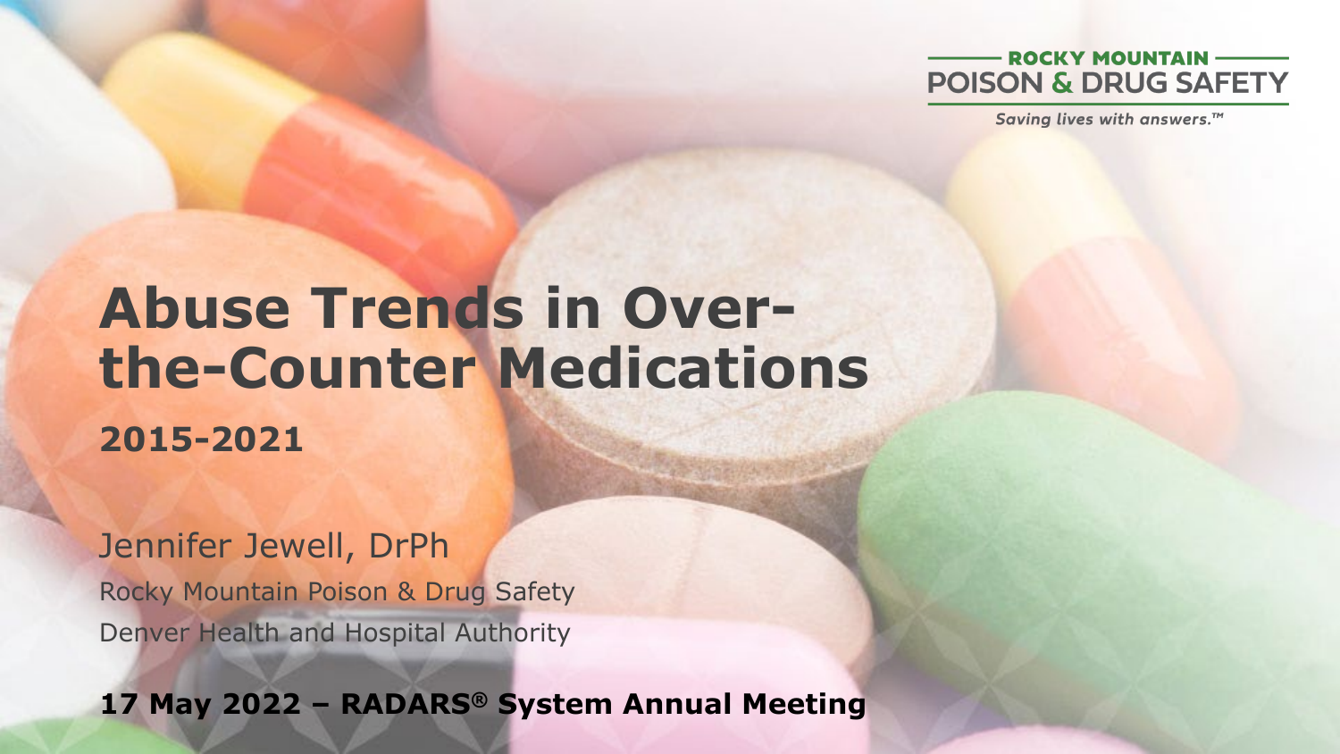ROCKY MOUNTAIN POISON & DRUG SAFETY

*Saving lives with answers.™*

# Abuse Trends in Over-the-Counter Medications

## 2015-2021

Jennifer Jewell, DrPh

Rocky Mountain Poison & Drug Safety

Denver Health and Hospital Authority

**17 May 2022 – RADARS® System Annual Meeting**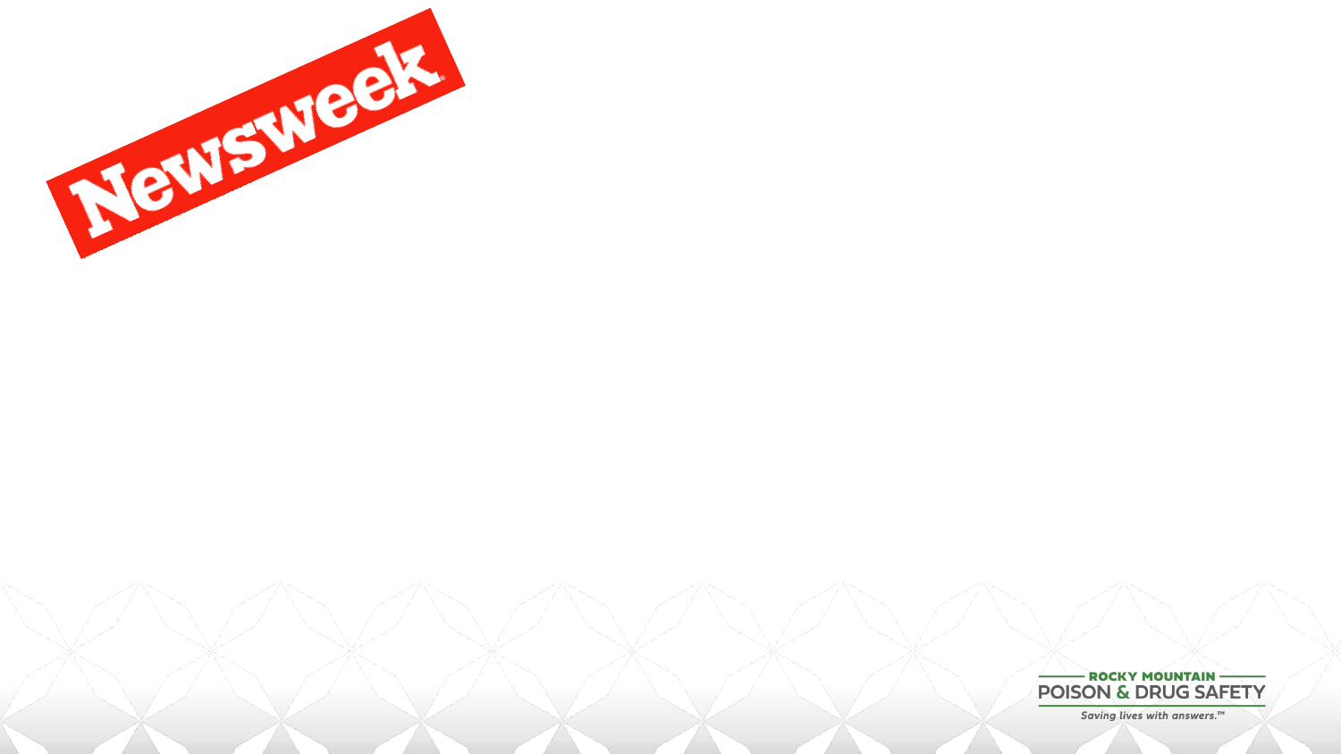Newsweek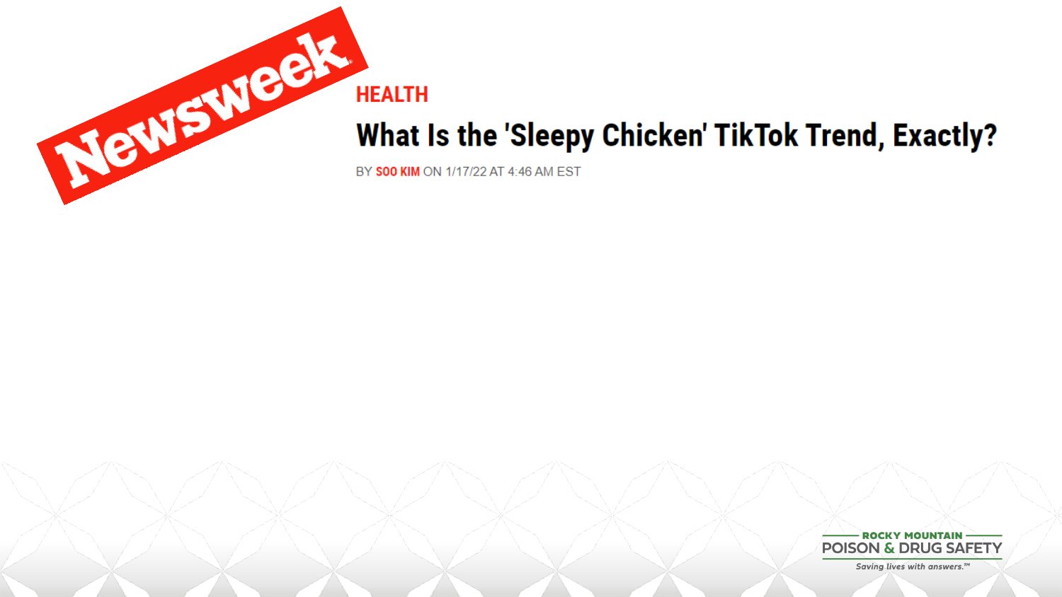Newsweek

HEALTH

# What Is the 'Sleepy Chicken' TikTok Trend, Exactly?

BY SOO KIM ON 1/17/22 AT 4:46 AM EST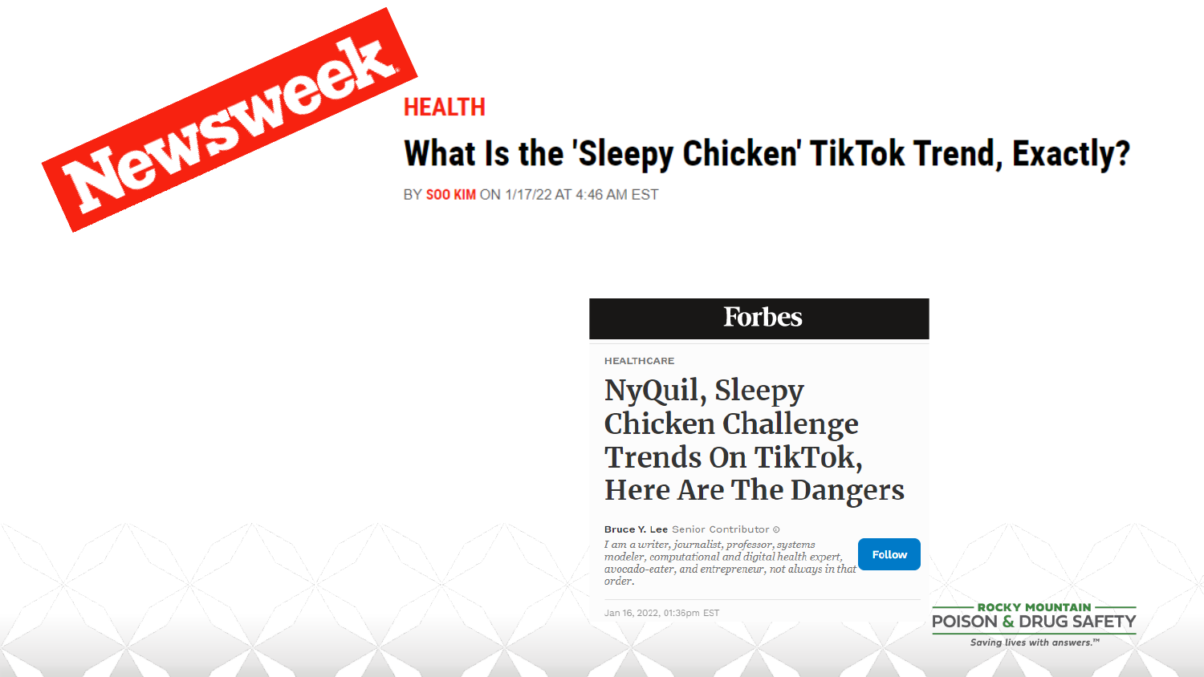Newsweek

HEALTH

# What Is the 'Sleepy Chicken' TikTok Trend, Exactly?

BY SOO KIM ON 1/17/22 AT 4:46 AM EST

Forbes

HEALTHCARE

## NyQuil, Sleepy Chicken Challenge Trends On TikTok, Here Are The Dangers

**Bruce Y. Lee** Senior Contributor

*I am a writer, journalist, professor, systems modeler, computational and digital health expert, avocado-eater, and entrepreneur, not always in that order.*

Follow

Jan 16, 2022, 01:36pm EST

ROCKY MOUNTAIN POISON & DRUG SAFETY

*Saving lives with answers.™*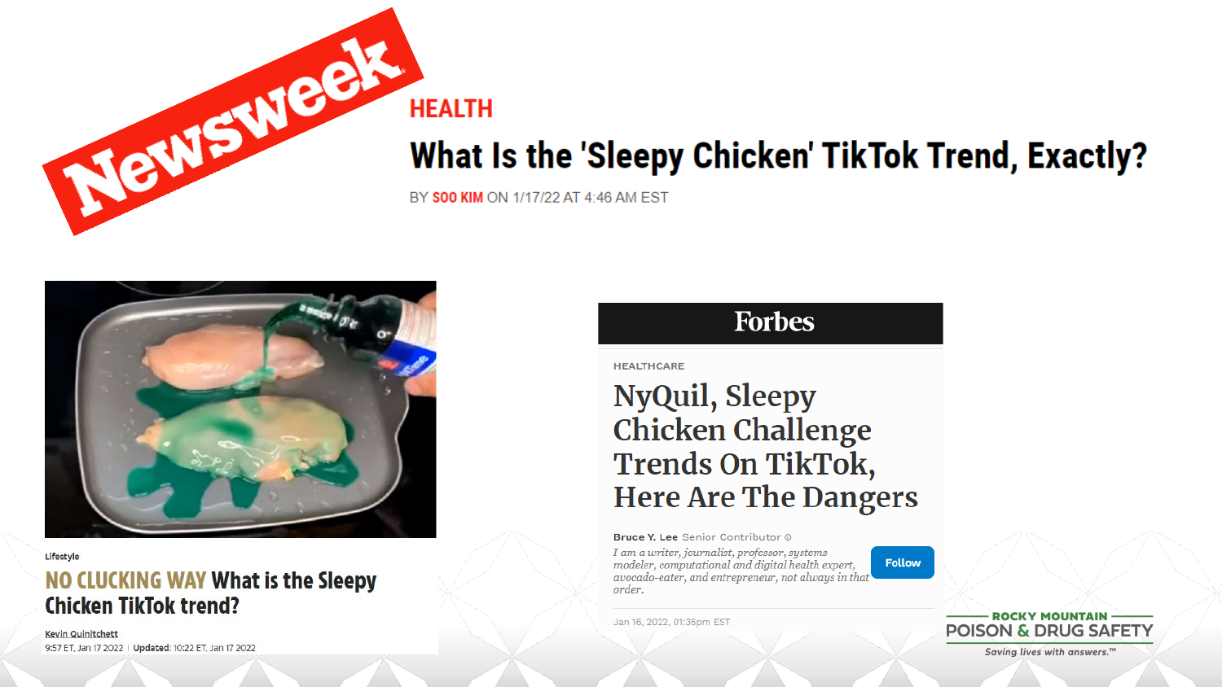Newsweek

HEALTH

## What Is the 'Sleepy Chicken' TikTok Trend, Exactly?

BY SOO KIM ON 1/17/22 AT 4:46 AM EST

Lifestyle

## NO CLUCKING WAY What is the Sleepy Chicken TikTok trend?

Kevin Quinitchett

9:57 ET, Jan 17 2022 | Updated: 10:22 ET, Jan 17 2022

Forbes

HEALTHCARE

## NyQuil, Sleepy Chicken Challenge Trends On TikTok, Here Are The Dangers

Bruce Y. Lee Senior Contributor

*I am a writer, journalist, professor, systems modeler, computational and digital health expert, avocado-eater, and entrepreneur, not always in that order.*

Follow

Jan 16, 2022, 01:36pm EST

ROCKY MOUNTAIN POISON & DRUG SAFETY

*Saving lives with answers.™*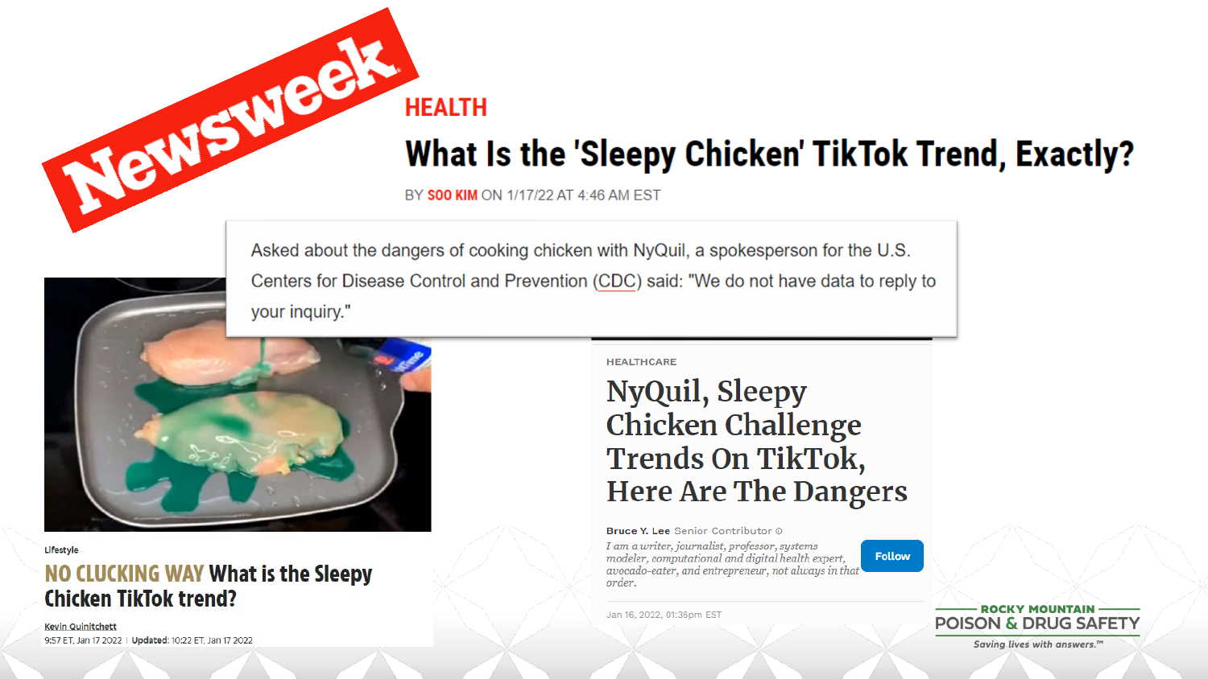Newsweek

HEALTH

# What Is the 'Sleepy Chicken' TikTok Trend, Exactly?

BY SOO KIM ON 1/17/22 AT 4:46 AM EST

Asked about the dangers of cooking chicken with NyQuil, a spokesperson for the U.S. Centers for Disease Control and Prevention (CDC) said: "We do not have data to reply to your inquiry."

Lifestyle

## NO CLUCKING WAY What is the Sleepy Chicken TikTok trend?

Kevin Quinitchett

9:57 ET, Jan 17 2022 | Updated: 10:22 ET, Jan 17 2022

HEALTHCARE

## NyQuil, Sleepy Chicken Challenge Trends On TikTok, Here Are The Dangers

Bruce Y. Lee Senior Contributor

*I am a writer, journalist, professor, systems modeler, computational and digital health expert, avocado-eater, and entrepreneur, not always in that order.*

Follow

Jan 16, 2022, 01:36pm EST

ROCKY MOUNTAIN POISON & DRUG SAFETY

*Saving lives with answers.™*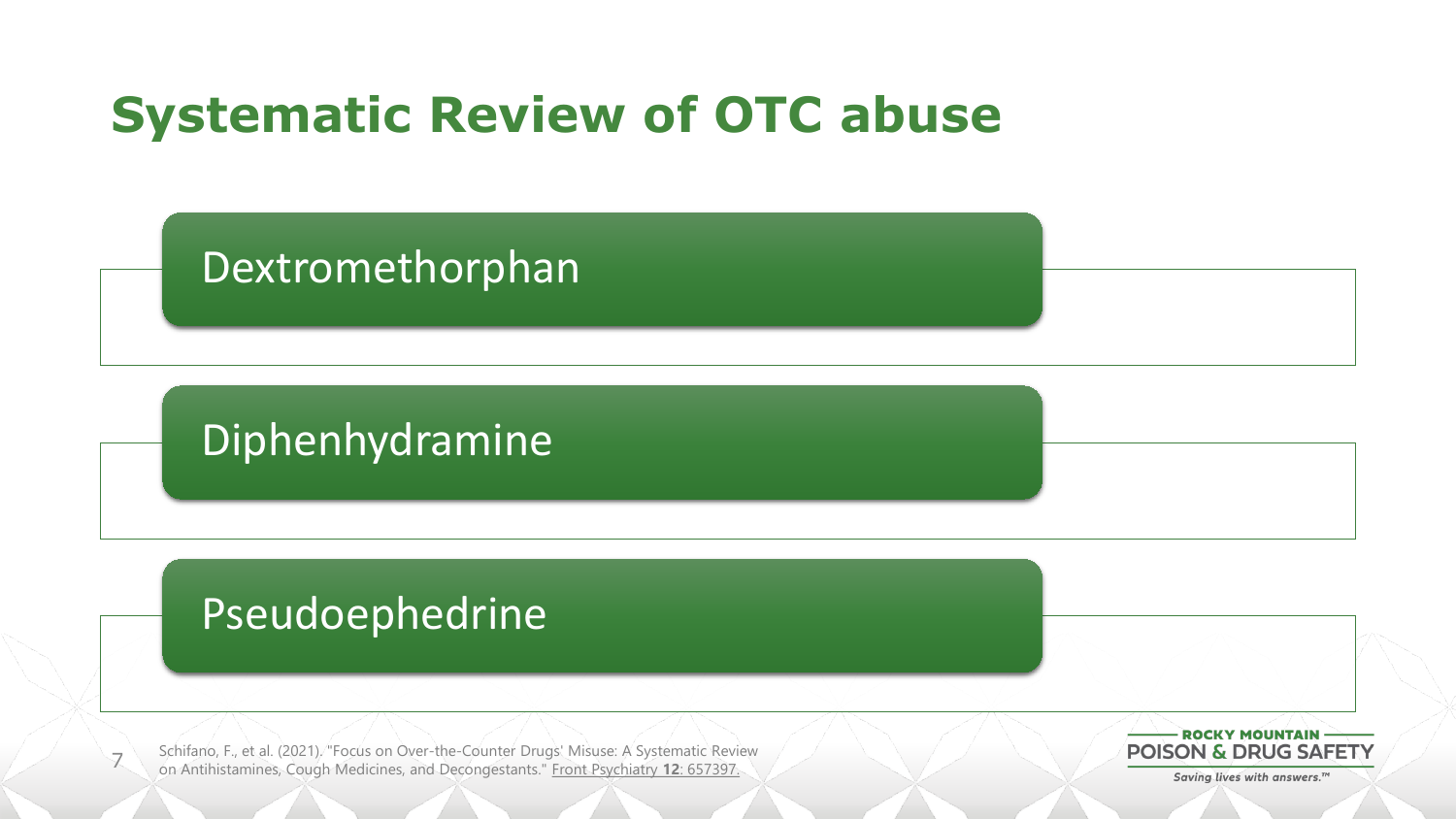# Systematic Review of OTC abuse

- Dextromethorphan
- Diphenhydramine
- Pseudoephedrine

Schifano, F., et al. (2021). "Focus on Over-the-Counter Drugs' Misuse: A Systematic Review on Antihistamines, Cough Medicines, and Decongestants." Front Psychiatry **12**: 657397.

ROCKY MOUNTAIN POISON & DRUG SAFETY

*Saving lives with answers.™*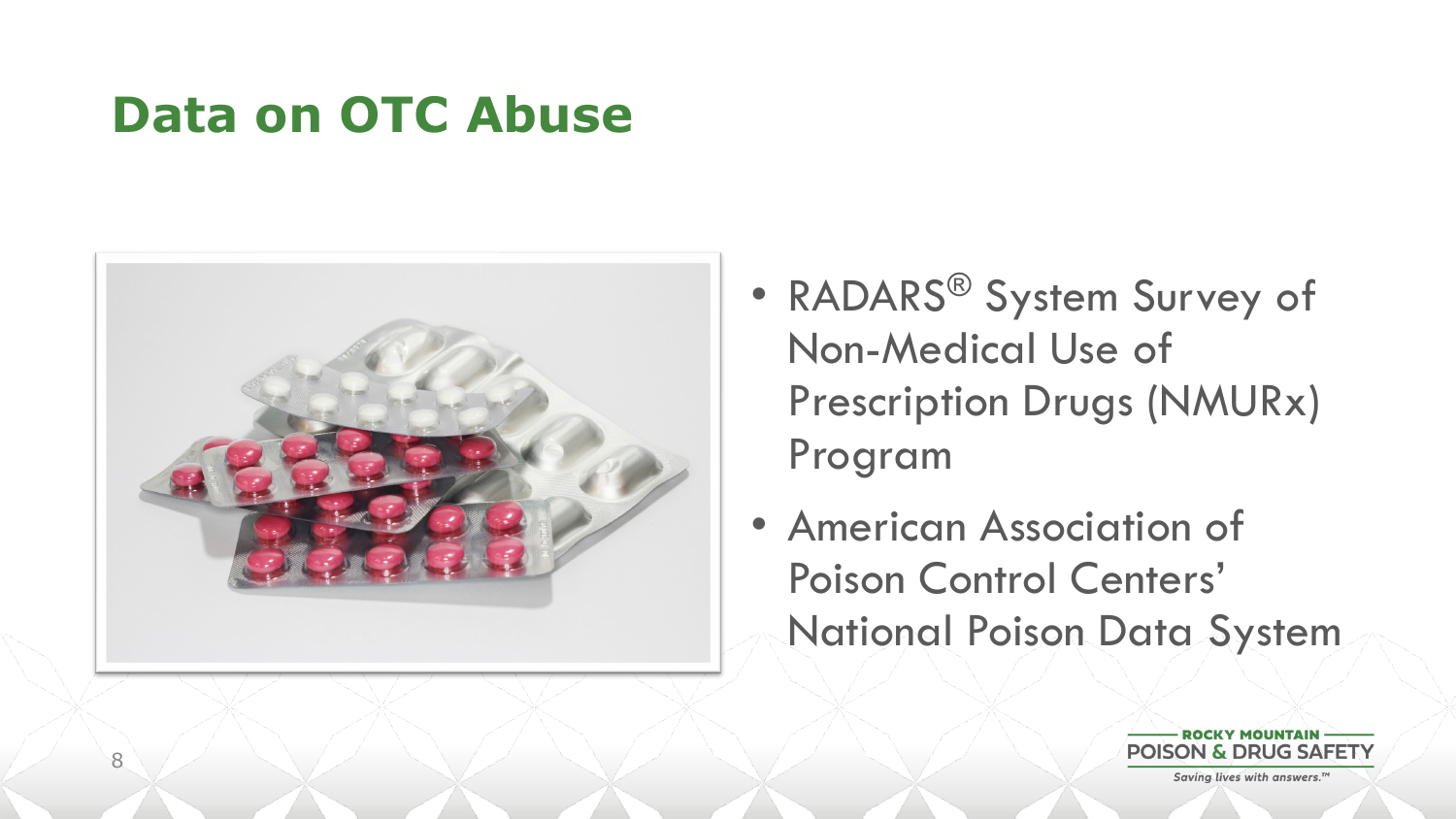# Data on OTC Abuse

- RADARS® System Survey of Non-Medical Use of Prescription Drugs (NMURx) Program
- American Association of Poison Control Centers' National Poison Data System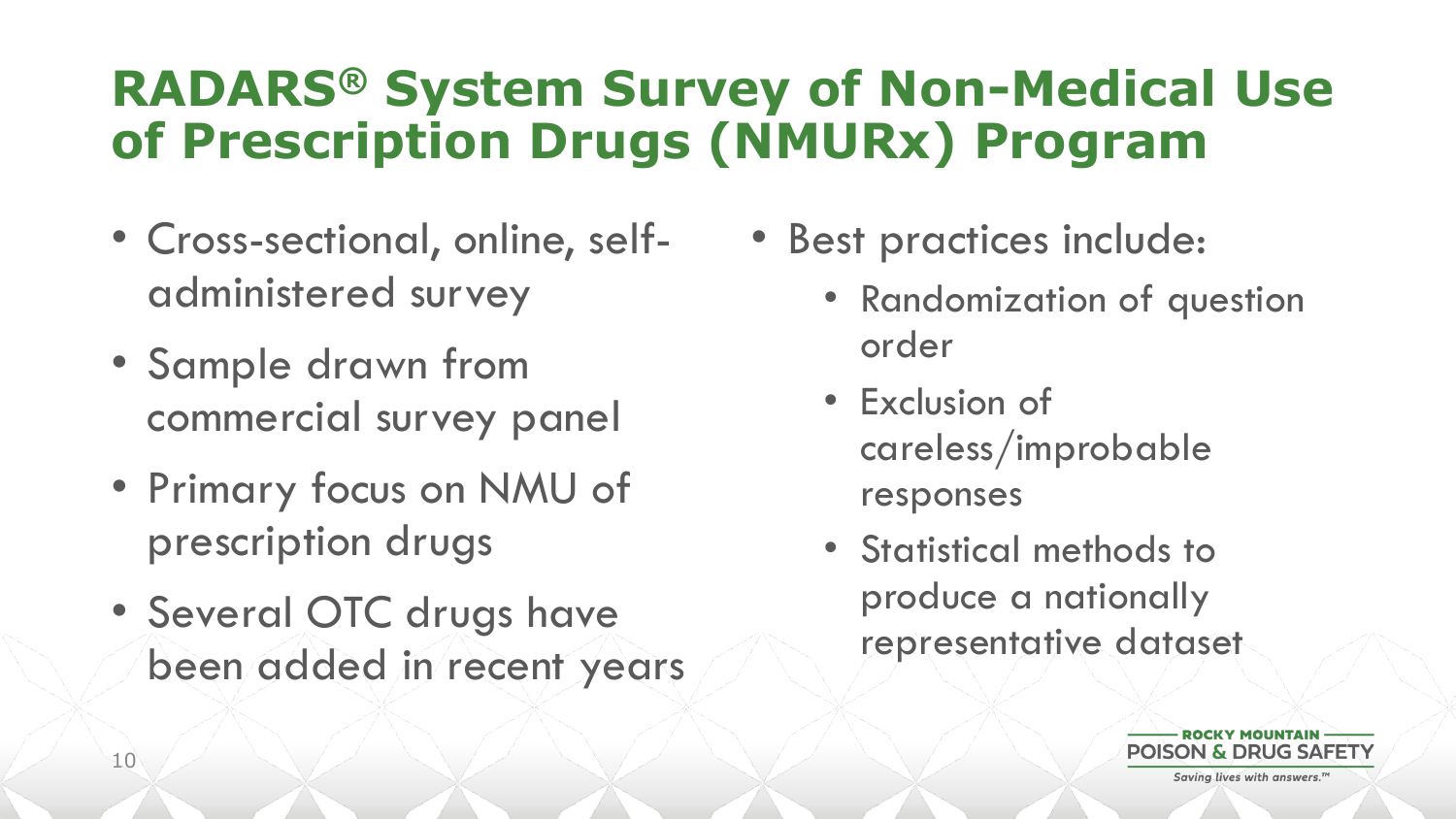# RADARS® System Survey of Non-Medical Use of Prescription Drugs (NMURx) Program

- Cross-sectional, online, self-administered survey
- Sample drawn from commercial survey panel
- Primary focus on NMU of prescription drugs
- Several OTC drugs have been added in recent years

- Best practices include:
  - Randomization of question order
  - Exclusion of careless/improbable responses
  - Statistical methods to produce a nationally representative dataset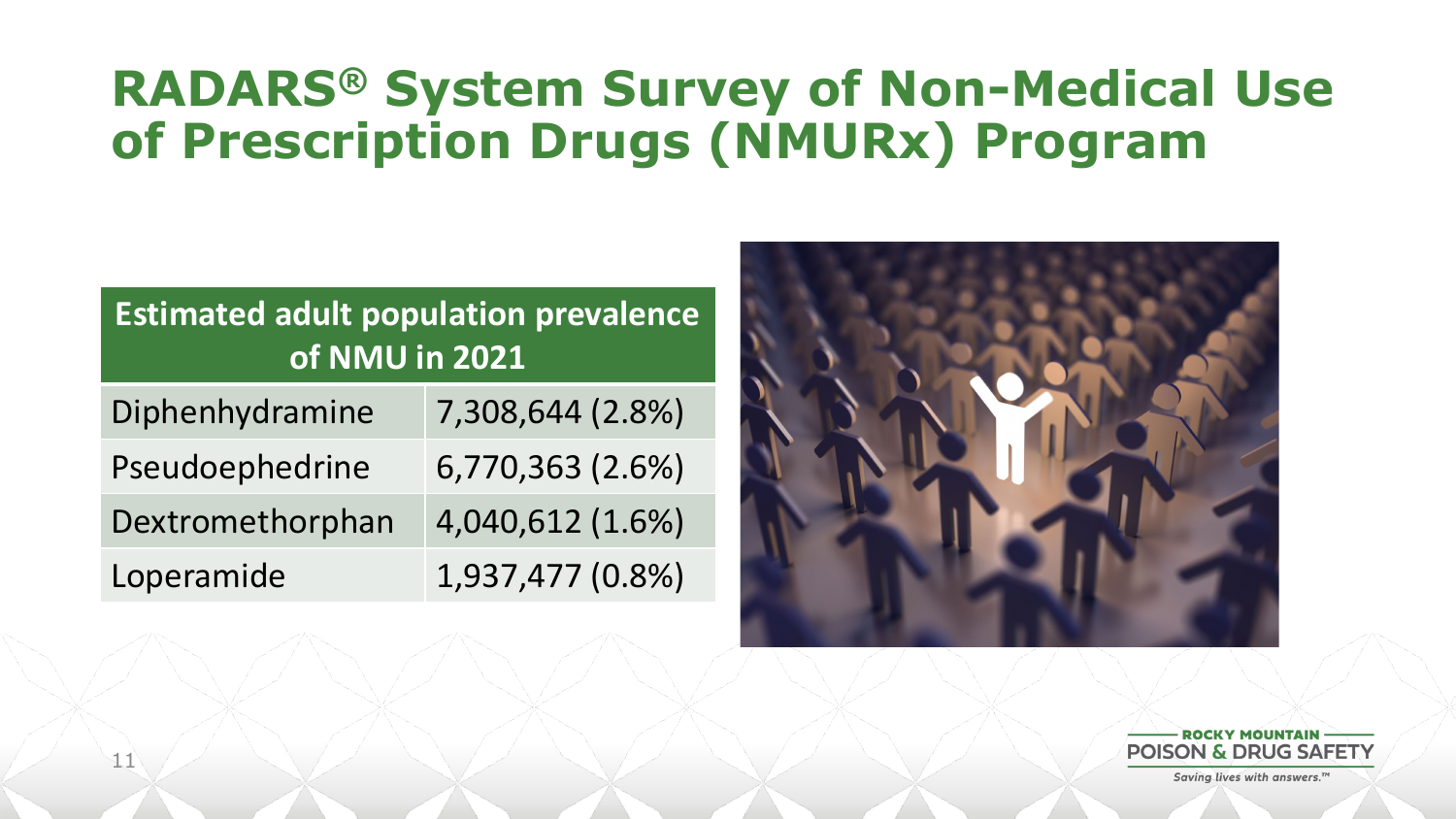# RADARS® System Survey of Non-Medical Use of Prescription Drugs (NMURx) Program

| Estimated adult population prevalence of NMU in 2021 | |
|---|---|
| Diphenhydramine | 7,308,644 (2.8%) |
| Pseudoephedrine | 6,770,363 (2.6%) |
| Dextromethorphan | 4,040,612 (1.6%) |
| Loperamide | 1,937,477 (0.8%) |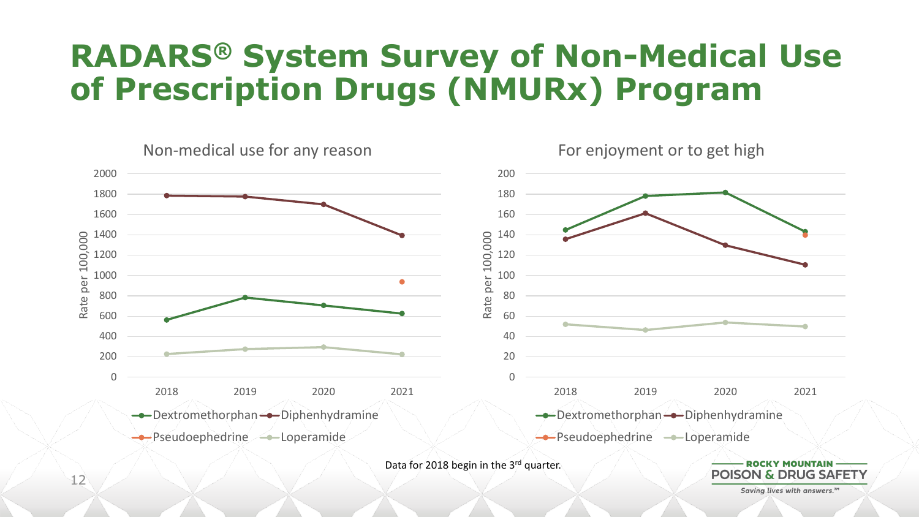# RADARS® System Survey of Non-Medical Use of Prescription Drugs (NMURx) Program

**Non-medical use for any reason**

Rate per 100,000

2000, 1800, 1600, 1400, 1200, 1000, 800, 600, 400, 200, 0

2018, 2019, 2020, 2021

Dextromethorphan, Diphenhydramine, Pseudoephedrine, Loperamide

**For enjoyment or to get high**

Rate per 100,000

200, 180, 160, 140, 120, 100, 80, 60, 40, 20, 0

2018, 2019, 2020, 2021

Dextromethorphan, Diphenhydramine, Pseudoephedrine, Loperamide

Data for 2018 begin in the 3rd quarter.

ROCKY MOUNTAIN POISON & DRUG SAFETY

*Saving lives with answers.™*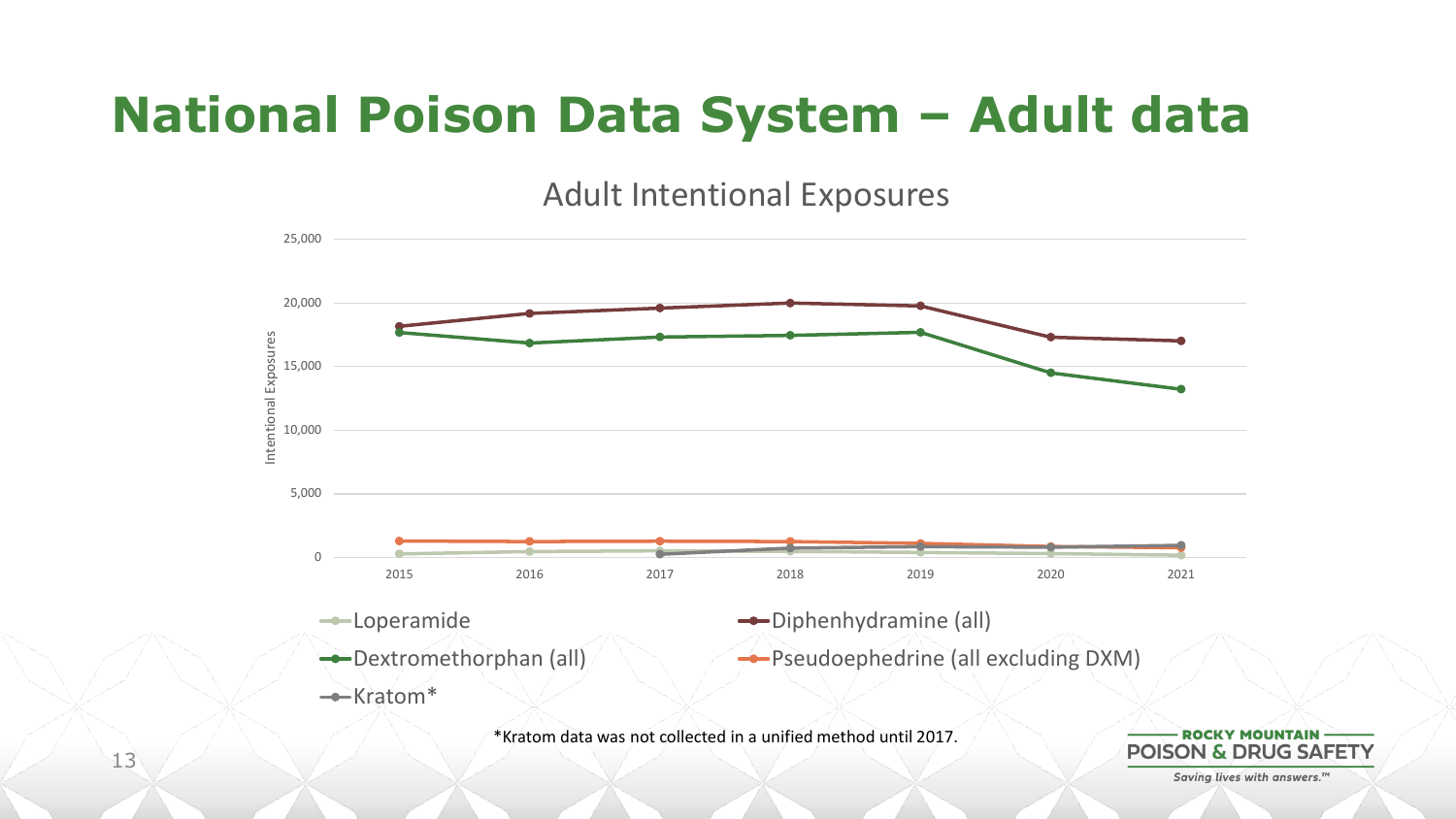# National Poison Data System – Adult data

Adult Intentional Exposures

*Kratom data was not collected in a unified method until 2017.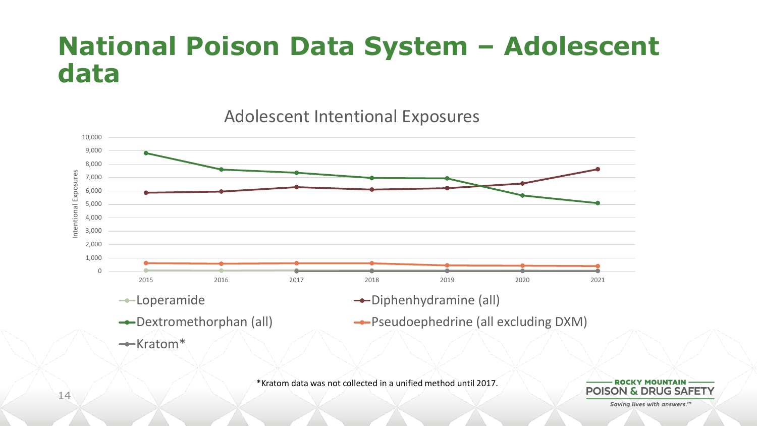# National Poison Data System – Adolescent data

Adolescent Intentional Exposures

- Loperamide
- Diphenhydramine (all)
- Dextromethorphan (all)
- Pseudoephedrine (all excluding DXM)
- Kratom*

*Kratom data was not collected in a unified method until 2017.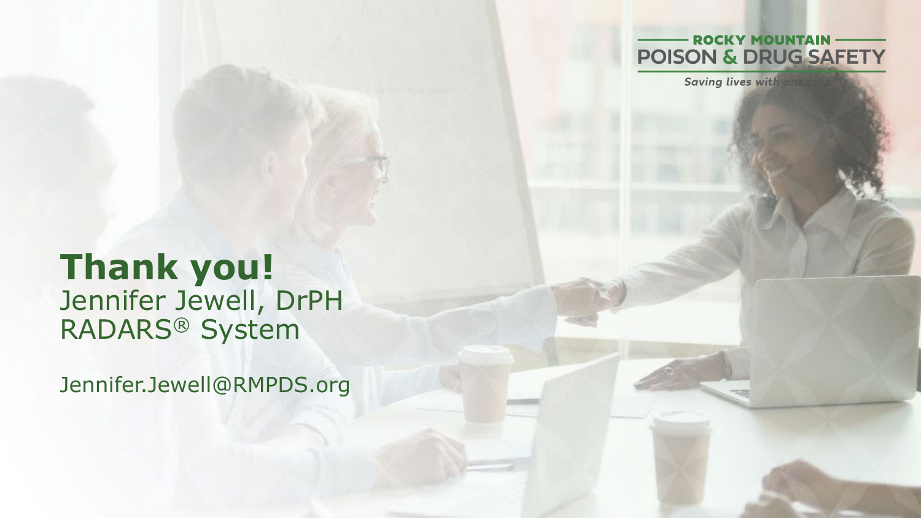ROCKY MOUNTAIN POISON & DRUG SAFETY

*Saving lives with answers*

# Thank you!

Jennifer Jewell, DrPH
RADARS® System

Jennifer.Jewell@RMPDS.org